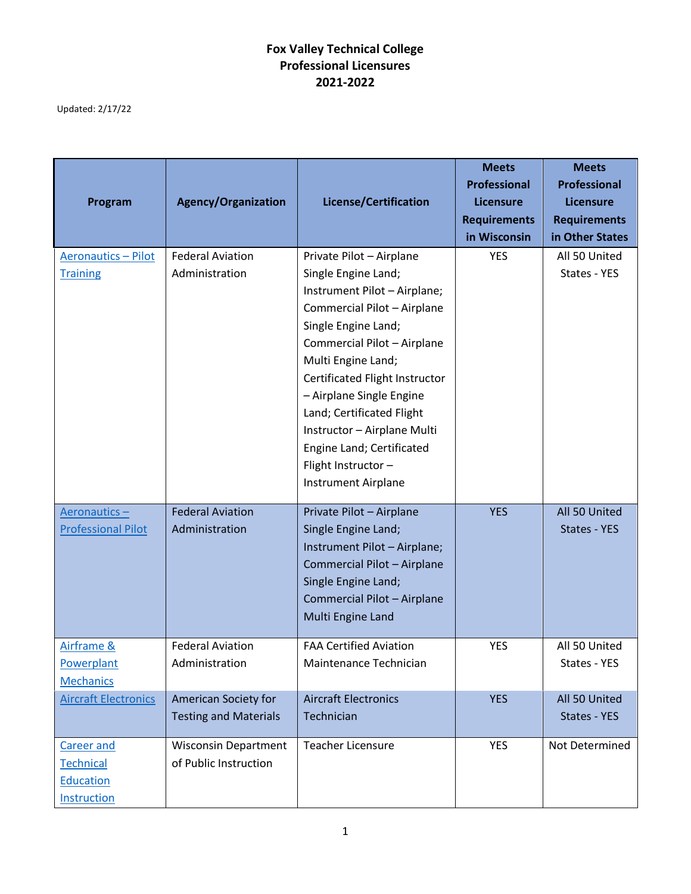# Fox Valley Technical College
# Professional Licensures
# 2021-2022

Updated: 2/17/22

| Program | Agency/Organization | License/Certification | Meets Professional Licensure Requirements in Wisconsin | Meets Professional Licensure Requirements in Other States |
|---|---|---|---|---|
| Aeronautics – Pilot Training | Federal Aviation Administration | Private Pilot – Airplane Single Engine Land; Instrument Pilot – Airplane; Commercial Pilot – Airplane Single Engine Land; Commercial Pilot – Airplane Multi Engine Land; Certificated Flight Instructor – Airplane Single Engine Land; Certificated Flight Instructor – Airplane Multi Engine Land; Certificated Flight Instructor – Instrument Airplane | YES | All 50 United States - YES |
| Aeronautics – Professional Pilot | Federal Aviation Administration | Private Pilot – Airplane Single Engine Land; Instrument Pilot – Airplane; Commercial Pilot – Airplane Single Engine Land; Commercial Pilot – Airplane Multi Engine Land | YES | All 50 United States - YES |
| Airframe & Powerplant Mechanics | Federal Aviation Administration | FAA Certified Aviation Maintenance Technician | YES | All 50 United States - YES |
| Aircraft Electronics | American Society for Testing and Materials | Aircraft Electronics Technician | YES | All 50 United States - YES |
| Career and Technical Education Instruction | Wisconsin Department of Public Instruction | Teacher Licensure | YES | Not Determined |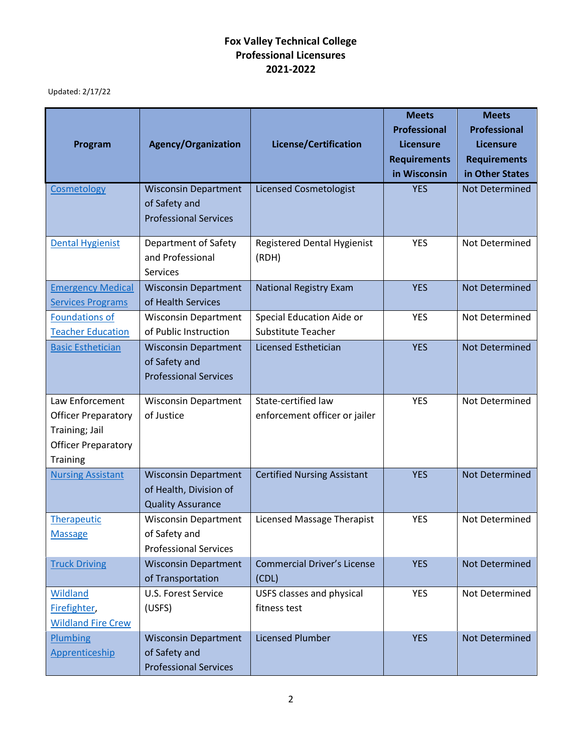**Fox Valley Technical College**
**Professional Licensures**
**2021-2022**

Updated: 2/17/22

| Program | Agency/Organization | License/Certification | Meets Professional Licensure Requirements in Wisconsin | Meets Professional Licensure Requirements in Other States |
|---|---|---|---|---|
| Cosmetology | Wisconsin Department of Safety and Professional Services | Licensed Cosmetologist | YES | Not Determined |
| Dental Hygienist | Department of Safety and Professional Services | Registered Dental Hygienist (RDH) | YES | Not Determined |
| Emergency Medical Services Programs | Wisconsin Department of Health Services | National Registry Exam | YES | Not Determined |
| Foundations of Teacher Education | Wisconsin Department of Public Instruction | Special Education Aide or Substitute Teacher | YES | Not Determined |
| Basic Esthetician | Wisconsin Department of Safety and Professional Services | Licensed Esthetician | YES | Not Determined |
| Law Enforcement Officer Preparatory Training; Jail Officer Preparatory Training | Wisconsin Department of Justice | State-certified law enforcement officer or jailer | YES | Not Determined |
| Nursing Assistant | Wisconsin Department of Health, Division of Quality Assurance | Certified Nursing Assistant | YES | Not Determined |
| Therapeutic Massage | Wisconsin Department of Safety and Professional Services | Licensed Massage Therapist | YES | Not Determined |
| Truck Driving | Wisconsin Department of Transportation | Commercial Driver's License (CDL) | YES | Not Determined |
| Wildland Firefighter, Wildland Fire Crew | U.S. Forest Service (USFS) | USFS classes and physical fitness test | YES | Not Determined |
| Plumbing Apprenticeship | Wisconsin Department of Safety and Professional Services | Licensed Plumber | YES | Not Determined |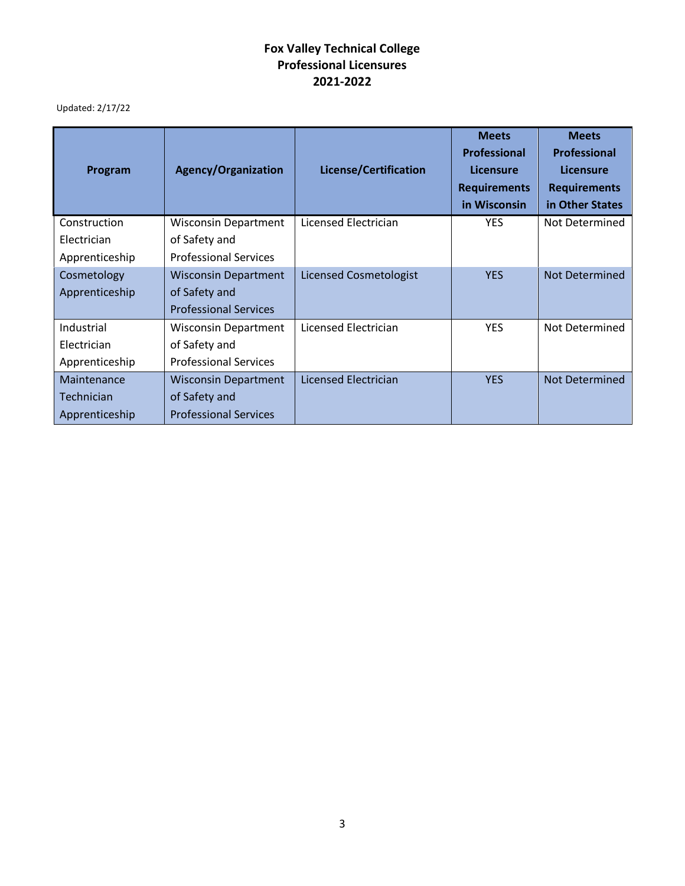# Fox Valley Technical College
## Professional Licensures
## 2021-2022

Updated: 2/17/22

| Program | Agency/Organization | License/Certification | Meets Professional Licensure Requirements in Wisconsin | Meets Professional Licensure Requirements in Other States |
|---|---|---|---|---|
| Construction Electrician Apprenticeship | Wisconsin Department of Safety and Professional Services | Licensed Electrician | YES | Not Determined |
| Cosmetology Apprenticeship | Wisconsin Department of Safety and Professional Services | Licensed Cosmetologist | YES | Not Determined |
| Industrial Electrician Apprenticeship | Wisconsin Department of Safety and Professional Services | Licensed Electrician | YES | Not Determined |
| Maintenance Technician Apprenticeship | Wisconsin Department of Safety and Professional Services | Licensed Electrician | YES | Not Determined |